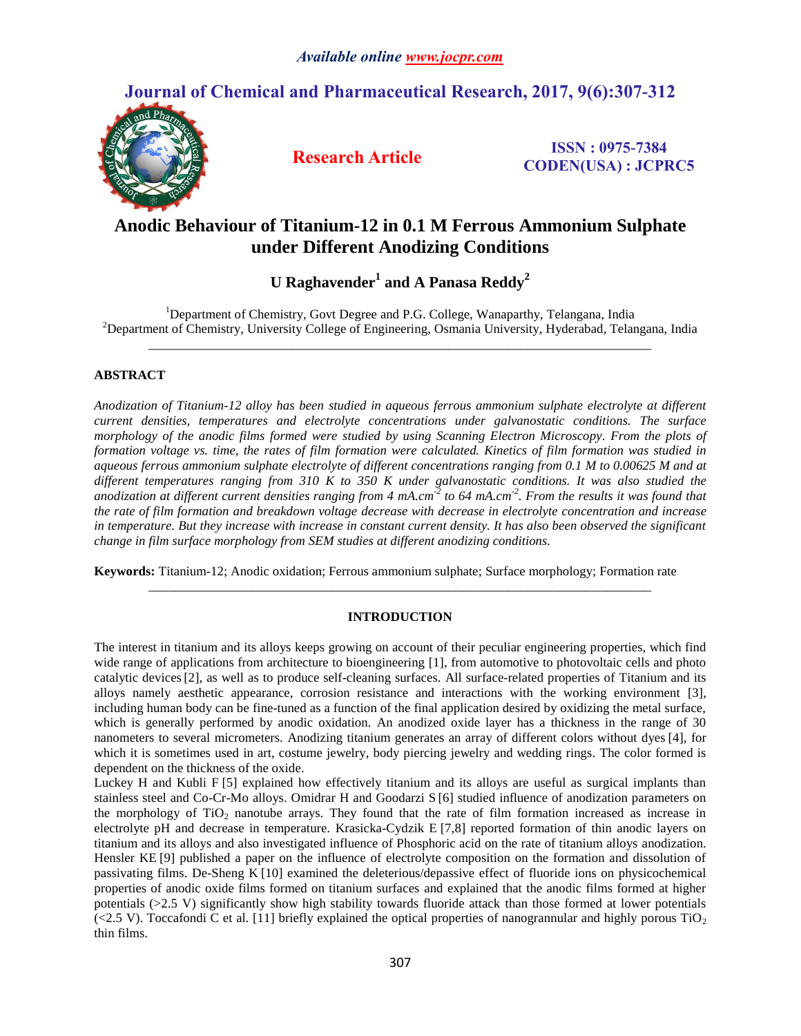# Anodic Behaviour of Titanium-12 in 0.1 M Ferrous Ammonium Sulphate under Different Anodizing Conditions

**U Raghavender[1] and A Panasa Reddy[2]**

[1]Department of Chemistry, Govt Degree and P.G. College, Wanaparthy, Telangana, India
[2]Department of Chemistry, University College of Engineering, Osmania University, Hyderabad, Telangana, India

---

## ABSTRACT

*Anodization of Titanium-12 alloy has been studied in aqueous ferrous ammonium sulphate electrolyte at different current densities, temperatures and electrolyte concentrations under galvanostatic conditions. The surface morphology of the anodic films formed were studied by using Scanning Electron Microscopy. From the plots of formation voltage vs. time, the rates of film formation were calculated. Kinetics of film formation was studied in aqueous ferrous ammonium sulphate electrolyte of different concentrations ranging from 0.1 M to 0.00625 M and at different temperatures ranging from 310 K to 350 K under galvanostatic conditions. It was also studied the anodization at different current densities ranging from 4 mA.cm$^{-2}$ to 64 mA.cm$^{-2}$. From the results it was found that the rate of film formation and breakdown voltage decrease with decrease in electrolyte concentration and increase in temperature. But they increase with increase in constant current density. It has also been observed the significant change in film surface morphology from SEM studies at different anodizing conditions.*

**Keywords:** Titanium-12; Anodic oxidation; Ferrous ammonium sulphate; Surface morphology; Formation rate

---

## INTRODUCTION

The interest in titanium and its alloys keeps growing on account of their peculiar engineering properties, which find wide range of applications from architecture to bioengineering [1], from automotive to photovoltaic cells and photo catalytic devices [2], as well as to produce self-cleaning surfaces. All surface-related properties of Titanium and its alloys namely aesthetic appearance, corrosion resistance and interactions with the working environment [3], including human body can be fine-tuned as a function of the final application desired by oxidizing the metal surface, which is generally performed by anodic oxidation. An anodized oxide layer has a thickness in the range of 30 nanometers to several micrometers. Anodizing titanium generates an array of different colors without dyes [4], for which it is sometimes used in art, costume jewelry, body piercing jewelry and wedding rings. The color formed is dependent on the thickness of the oxide.

Luckey H and Kubli F [5] explained how effectively titanium and its alloys are useful as surgical implants than stainless steel and Co-Cr-Mo alloys. Omidrar H and Goodarzi S [6] studied influence of anodization parameters on the morphology of $TiO_2$ nanotube arrays. They found that the rate of film formation increased as increase in electrolyte pH and decrease in temperature. Krasicka-Cydzik E [7,8] reported formation of thin anodic layers on titanium and its alloys and also investigated influence of Phosphoric acid on the rate of titanium alloys anodization. Hensler KE [9] published a paper on the influence of electrolyte composition on the formation and dissolution of passivating films. De-Sheng K [10] examined the deleterious/depassive effect of fluoride ions on physicochemical properties of anodic oxide films formed on titanium surfaces and explained that the anodic films formed at higher potentials (>2.5 V) significantly show high stability towards fluoride attack than those formed at lower potentials (<2.5 V). Toccafondi C et al. [11] briefly explained the optical properties of nanogrannular and highly porous $TiO_2$ thin films.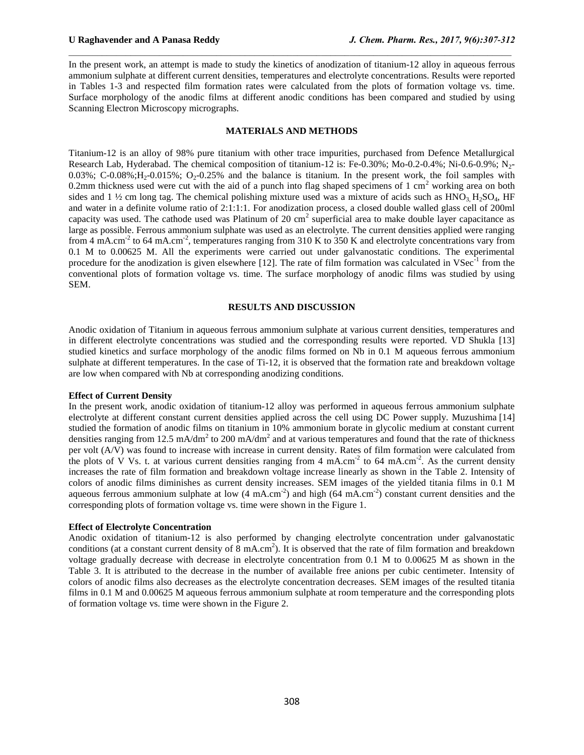In the present work, an attempt is made to study the kinetics of anodization of titanium-12 alloy in aqueous ferrous ammonium sulphate at different current densities, temperatures and electrolyte concentrations. Results were reported in Tables 1-3 and respected film formation rates were calculated from the plots of formation voltage vs. time. Surface morphology of the anodic films at different anodic conditions has been compared and studied by using Scanning Electron Microscopy micrographs.

## MATERIALS AND METHODS

Titanium-12 is an alloy of 98% pure titanium with other trace impurities, purchased from Defence Metallurgical Research Lab, Hyderabad. The chemical composition of titanium-12 is: Fe-0.30%; Mo-0.2-0.4%; Ni-0.6-0.9%; $N_2$-0.03%; C-0.08%;$H_2$-0.015%; $O_2$-0.25% and the balance is titanium. In the present work, the foil samples with 0.2mm thickness used were cut with the aid of a punch into flag shaped specimens of 1 $cm^2$ working area on both sides and 1 ½ cm long tag. The chemical polishing mixture used was a mixture of acids such as $HNO_3$, $H_2SO_4$, HF and water in a definite volume ratio of 2:1:1:1. For anodization process, a closed double walled glass cell of 200ml capacity was used. The cathode used was Platinum of 20 $cm^2$ superficial area to make double layer capacitance as large as possible. Ferrous ammonium sulphate was used as an electrolyte. The current densities applied were ranging from 4 $mA.cm^{-2}$ to 64 $mA.cm^{-2}$, temperatures ranging from 310 K to 350 K and electrolyte concentrations vary from 0.1 M to 0.00625 M. All the experiments were carried out under galvanostatic conditions. The experimental procedure for the anodization is given elsewhere [12]. The rate of film formation was calculated in $VSec^{-1}$ from the conventional plots of formation voltage vs. time. The surface morphology of anodic films was studied by using SEM.

## RESULTS AND DISCUSSION

Anodic oxidation of Titanium in aqueous ferrous ammonium sulphate at various current densities, temperatures and in different electrolyte concentrations was studied and the corresponding results were reported. VD Shukla [13] studied kinetics and surface morphology of the anodic films formed on Nb in 0.1 M aqueous ferrous ammonium sulphate at different temperatures. In the case of Ti-12, it is observed that the formation rate and breakdown voltage are low when compared with Nb at corresponding anodizing conditions.

### Effect of Current Density

In the present work, anodic oxidation of titanium-12 alloy was performed in aqueous ferrous ammonium sulphate electrolyte at different constant current densities applied across the cell using DC Power supply. Muzushima [14] studied the formation of anodic films on titanium in 10% ammonium borate in glycolic medium at constant current densities ranging from 12.5 $mA/dm^2$ to 200 $mA/dm^2$ and at various temperatures and found that the rate of thickness per volt (A/V) was found to increase with increase in current density. Rates of film formation were calculated from the plots of V Vs. t. at various current densities ranging from 4 $mA.cm^{-2}$ to 64 $mA.cm^{-2}$. As the current density increases the rate of film formation and breakdown voltage increase linearly as shown in the Table 2. Intensity of colors of anodic films diminishes as current density increases. SEM images of the yielded titania films in 0.1 M aqueous ferrous ammonium sulphate at low (4 $mA.cm^{-2}$) and high (64 $mA.cm^{-2}$) constant current densities and the corresponding plots of formation voltage vs. time were shown in the Figure 1.

### Effect of Electrolyte Concentration

Anodic oxidation of titanium-12 is also performed by changing electrolyte concentration under galvanostatic conditions (at a constant current density of 8 $mA.cm^2$). It is observed that the rate of film formation and breakdown voltage gradually decrease with decrease in electrolyte concentration from 0.1 M to 0.00625 M as shown in the Table 3. It is attributed to the decrease in the number of available free anions per cubic centimeter. Intensity of colors of anodic films also decreases as the electrolyte concentration decreases. SEM images of the resulted titania films in 0.1 M and 0.00625 M aqueous ferrous ammonium sulphate at room temperature and the corresponding plots of formation voltage vs. time were shown in the Figure 2.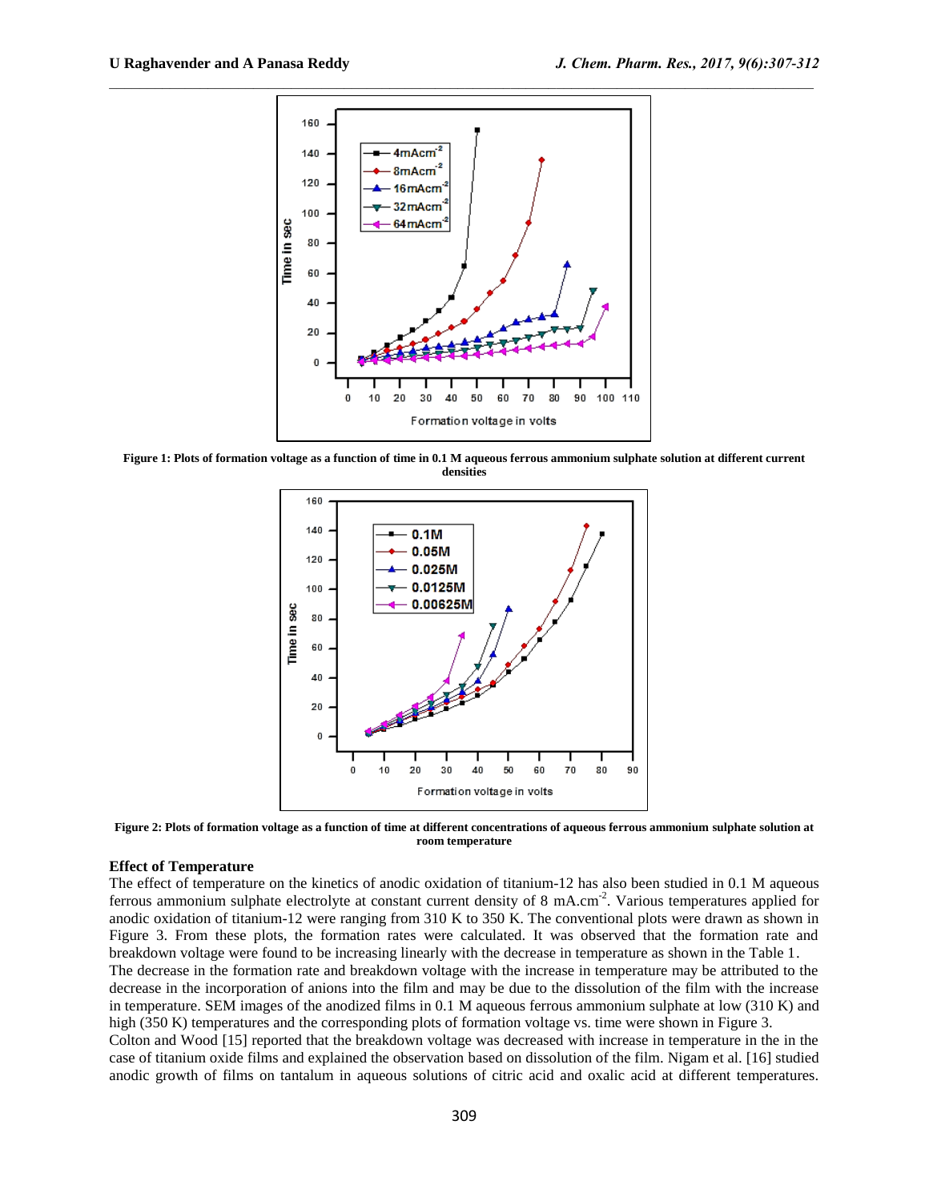Figure 1: Plots of formation voltage as a function of time in 0.1 M aqueous ferrous ammonium sulphate solution at different current densities

Figure 2: Plots of formation voltage as a function of time at different concentrations of aqueous ferrous ammonium sulphate solution at room temperature

### Effect of Temperature

The effect of temperature on the kinetics of anodic oxidation of titanium-12 has also been studied in 0.1 M aqueous ferrous ammonium sulphate electrolyte at constant current density of 8 $mA.cm^{-2}$. Various temperatures applied for anodic oxidation of titanium-12 were ranging from 310 K to 350 K. The conventional plots were drawn as shown in Figure 3. From these plots, the formation rates were calculated. It was observed that the formation rate and breakdown voltage were found to be increasing linearly with the decrease in temperature as shown in the Table 1.

The decrease in the formation rate and breakdown voltage with the increase in temperature may be attributed to the decrease in the incorporation of anions into the film and may be due to the dissolution of the film with the increase in temperature. SEM images of the anodized films in 0.1 M aqueous ferrous ammonium sulphate at low (310 K) and high (350 K) temperatures and the corresponding plots of formation voltage vs. time were shown in Figure 3.

Colton and Wood [15] reported that the breakdown voltage was decreased with increase in temperature in the in the case of titanium oxide films and explained the observation based on dissolution of the film. Nigam et al. [16] studied anodic growth of films on tantalum in aqueous solutions of citric acid and oxalic acid at different temperatures.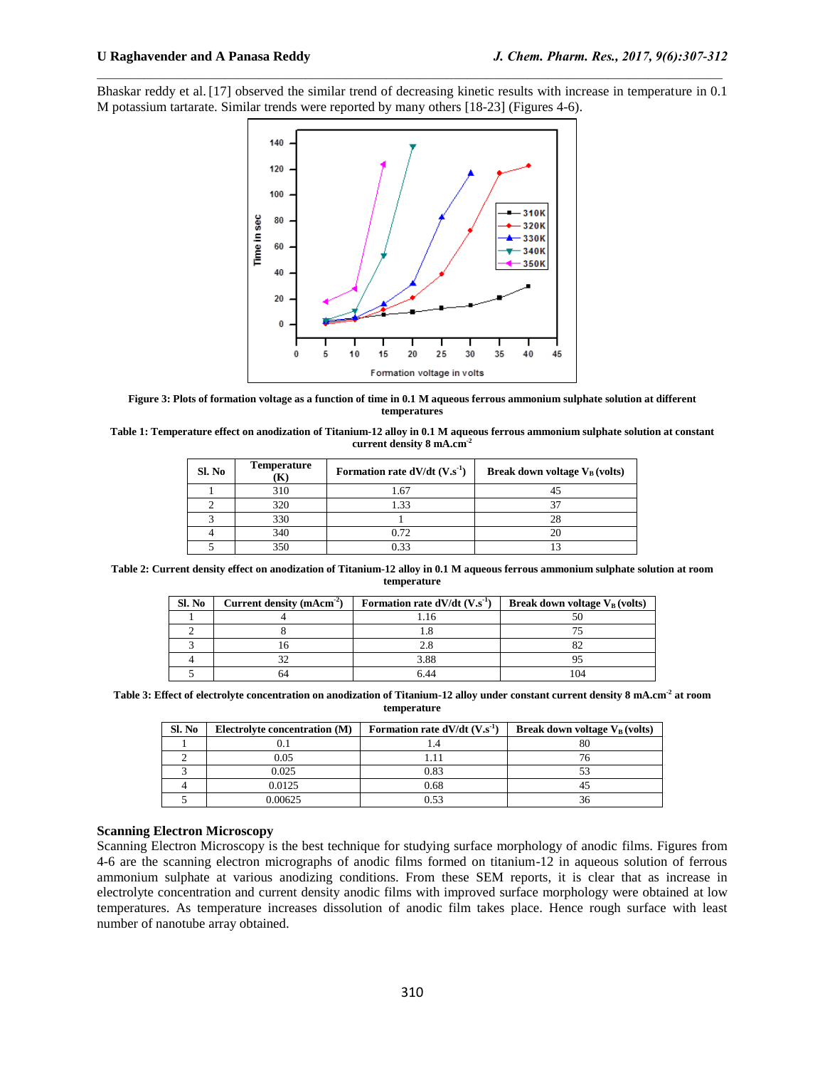Bhaskar reddy et al. [17] observed the similar trend of decreasing kinetic results with increase in temperature in 0.1 M potassium tartarate. Similar trends were reported by many others [18-23] (Figures 4-6).

**Figure 3: Plots of formation voltage as a function of time in 0.1 M aqueous ferrous ammonium sulphate solution at different temperatures**

**Table 1: Temperature effect on anodization of Titanium-12 alloy in 0.1 M aqueous ferrous ammonium sulphate solution at constant current density 8 mA.cm$^{-2}$**

| Sl. No | Temperature (K) | Formation rate dV/dt (V.s$^{-1}$) | Break down voltage $V_B$ (volts) |
|---|---|---|---|
| 1 | 310 | 1.67 | 45 |
| 2 | 320 | 1.33 | 37 |
| 3 | 330 | 1 | 28 |
| 4 | 340 | 0.72 | 20 |
| 5 | 350 | 0.33 | 13 |

**Table 2: Current density effect on anodization of Titanium-12 alloy in 0.1 M aqueous ferrous ammonium sulphate solution at room temperature**

| Sl. No | Current density (mAcm$^{-2}$) | Formation rate dV/dt (V.s$^{-1}$) | Break down voltage $V_B$ (volts) |
|---|---|---|---|
| 1 | 4 | 1.16 | 50 |
| 2 | 8 | 1.8 | 75 |
| 3 | 16 | 2.8 | 82 |
| 4 | 32 | 3.88 | 95 |
| 5 | 64 | 6.44 | 104 |

**Table 3: Effect of electrolyte concentration on anodization of Titanium-12 alloy under constant current density 8 mA.cm$^{-2}$ at room temperature**

| Sl. No | Electrolyte concentration (M) | Formation rate dV/dt (V.s$^{-1}$) | Break down voltage $V_B$ (volts) |
|---|---|---|---|
| 1 | 0.1 | 1.4 | 80 |
| 2 | 0.05 | 1.11 | 76 |
| 3 | 0.025 | 0.83 | 53 |
| 4 | 0.0125 | 0.68 | 45 |
| 5 | 0.00625 | 0.53 | 36 |

## Scanning Electron Microscopy

Scanning Electron Microscopy is the best technique for studying surface morphology of anodic films. Figures from 4-6 are the scanning electron micrographs of anodic films formed on titanium-12 in aqueous solution of ferrous ammonium sulphate at various anodizing conditions. From these SEM reports, it is clear that as increase in electrolyte concentration and current density anodic films with improved surface morphology were obtained at low temperatures. As temperature increases dissolution of anodic film takes place. Hence rough surface with least number of nanotube array obtained.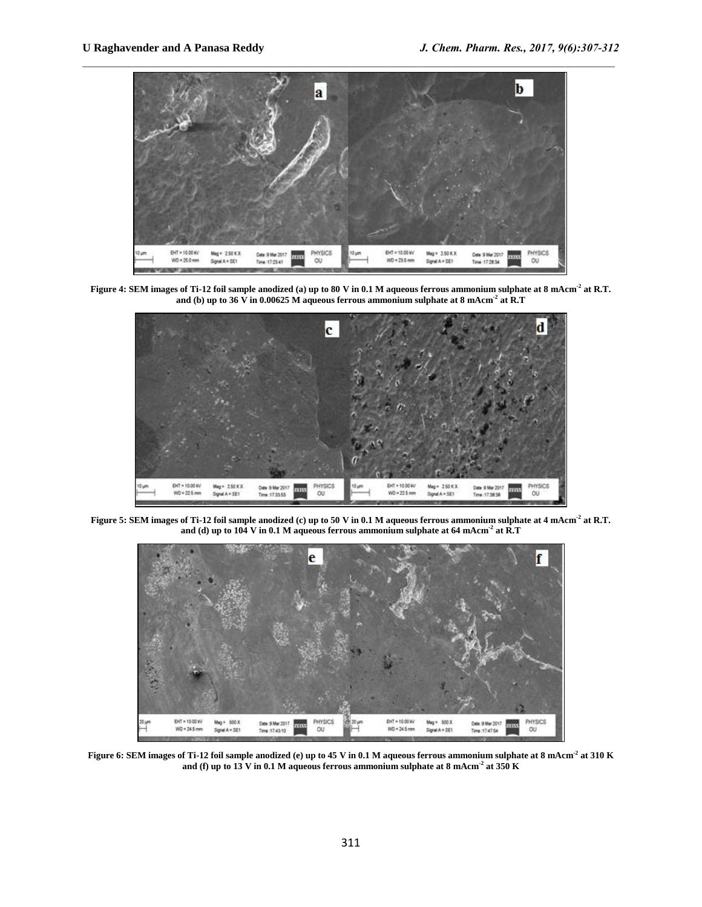**Figure 4: SEM images of Ti-12 foil sample anodized (a) up to 80 V in 0.1 M aqueous ferrous ammonium sulphate at 8 mAcm$^{-2}$ at R.T. and (b) up to 36 V in 0.00625 M aqueous ferrous ammonium sulphate at 8 mAcm$^{-2}$ at R.T**

**Figure 5: SEM images of Ti-12 foil sample anodized (c) up to 50 V in 0.1 M aqueous ferrous ammonium sulphate at 4 mAcm$^{-2}$ at R.T. and (d) up to 104 V in 0.1 M aqueous ferrous ammonium sulphate at 64 mAcm$^{-2}$ at R.T**

**Figure 6: SEM images of Ti-12 foil sample anodized (e) up to 45 V in 0.1 M aqueous ferrous ammonium sulphate at 8 mAcm$^{-2}$ at 310 K and (f) up to 13 V in 0.1 M aqueous ferrous ammonium sulphate at 8 mAcm$^{-2}$ at 350 K**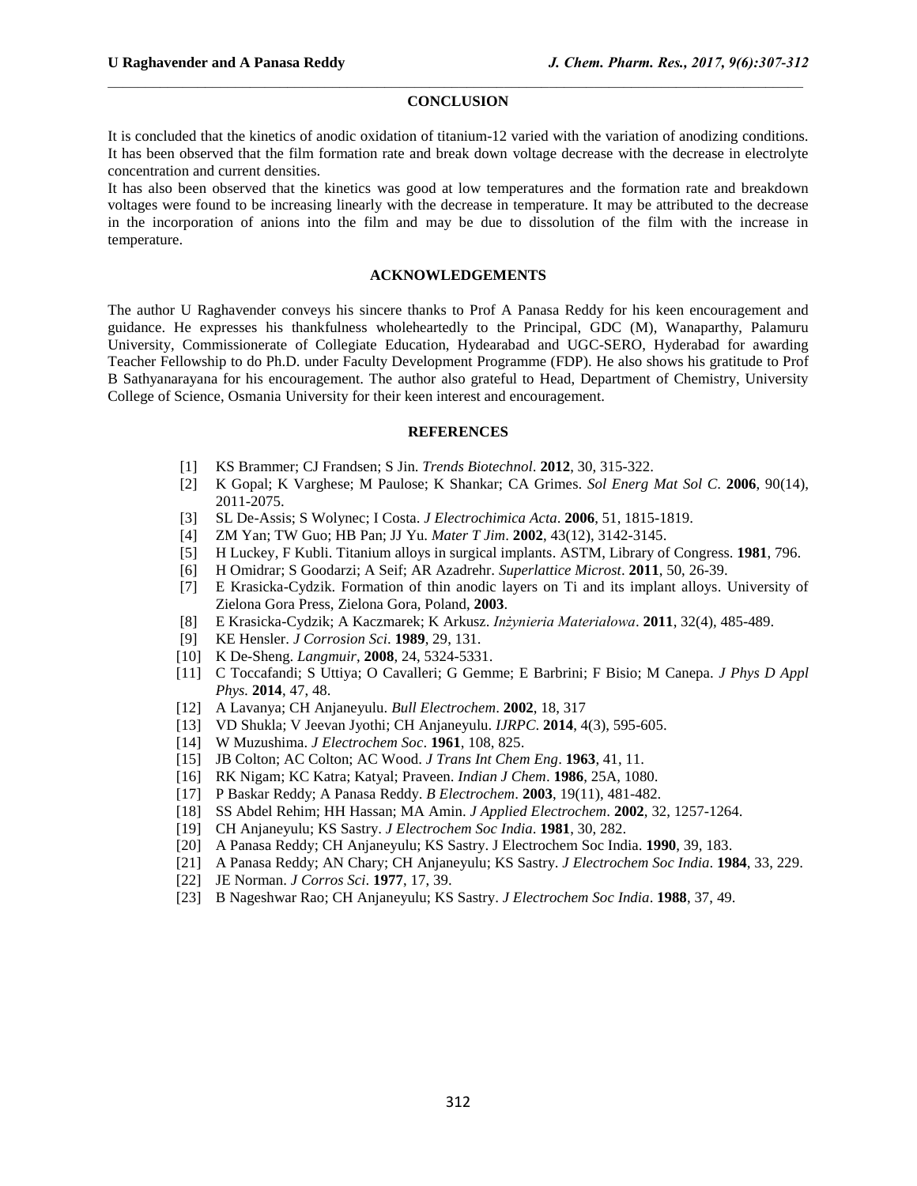## CONCLUSION

It is concluded that the kinetics of anodic oxidation of titanium-12 varied with the variation of anodizing conditions. It has been observed that the film formation rate and break down voltage decrease with the decrease in electrolyte concentration and current densities.

It has also been observed that the kinetics was good at low temperatures and the formation rate and breakdown voltages were found to be increasing linearly with the decrease in temperature. It may be attributed to the decrease in the incorporation of anions into the film and may be due to dissolution of the film with the increase in temperature.

## ACKNOWLEDGEMENTS

The author U Raghavender conveys his sincere thanks to Prof A Panasa Reddy for his keen encouragement and guidance. He expresses his thankfulness wholeheartedly to the Principal, GDC (M), Wanaparthy, Palamuru University, Commissionerate of Collegiate Education, Hydearabad and UGC-SERO, Hyderabad for awarding Teacher Fellowship to do Ph.D. under Faculty Development Programme (FDP). He also shows his gratitude to Prof B Sathyanarayana for his encouragement. The author also grateful to Head, Department of Chemistry, University College of Science, Osmania University for their keen interest and encouragement.

## REFERENCES

[1] KS Brammer; CJ Frandsen; S Jin. *Trends Biotechnol*. **2012**, 30, 315-322.

[2] K Gopal; K Varghese; M Paulose; K Shankar; CA Grimes. *Sol Energ Mat Sol C*. **2006**, 90(14), 2011-2075.

[3] SL De-Assis; S Wolynec; I Costa. *J Electrochimica Acta*. **2006**, 51, 1815-1819.

[4] ZM Yan; TW Guo; HB Pan; JJ Yu. *Mater T Jim*. **2002**, 43(12), 3142-3145.

[5] H Luckey, F Kubli. Titanium alloys in surgical implants. ASTM, Library of Congress. **1981**, 796.

[6] H Omidrar; S Goodarzi; A Seif; AR Azadrehr. *Superlattice Microst*. **2011**, 50, 26-39.

[7] E Krasicka-Cydzik. Formation of thin anodic layers on Ti and its implant alloys. University of Zielona Gora Press, Zielona Gora, Poland, **2003**.

[8] E Krasicka-Cydzik; A Kaczmarek; K Arkusz. *Inżynieria Materiałowa*. **2011**, 32(4), 485-489.

[9] KE Hensler. *J Corrosion Sci*. **1989**, 29, 131.

[10] K De-Sheng. *Langmuir*, **2008**, 24, 5324-5331.

[11] C Toccafandi; S Uttiya; O Cavalleri; G Gemme; E Barbrini; F Bisio; M Canepa. *J Phys D Appl Phys*. **2014**, 47, 48.

[12] A Lavanya; CH Anjaneyulu. *Bull Electrochem*. **2002**, 18, 317

[13] VD Shukla; V Jeevan Jyothi; CH Anjaneyulu. *IJRPC*. **2014**, 4(3), 595-605.

[14] W Muzushima. *J Electrochem Soc*. **1961**, 108, 825.

[15] JB Colton; AC Colton; AC Wood. *J Trans Int Chem Eng*. **1963**, 41, 11.

[16] RK Nigam; KC Katra; Katyal; Praveen. *Indian J Chem*. **1986**, 25A, 1080.

[17] P Baskar Reddy; A Panasa Reddy. *B Electrochem*. **2003**, 19(11), 481-482.

[18] SS Abdel Rehim; HH Hassan; MA Amin. *J Applied Electrochem*. **2002**, 32, 1257-1264.

[19] CH Anjaneyulu; KS Sastry. *J Electrochem Soc India*. **1981**, 30, 282.

[20] A Panasa Reddy; CH Anjaneyulu; KS Sastry. J Electrochem Soc India. **1990**, 39, 183.

[21] A Panasa Reddy; AN Chary; CH Anjaneyulu; KS Sastry. *J Electrochem Soc India*. **1984**, 33, 229.

[22] JE Norman. *J Corros Sci*. **1977**, 17, 39.

[23] B Nageshwar Rao; CH Anjaneyulu; KS Sastry. *J Electrochem Soc India*. **1988**, 37, 49.